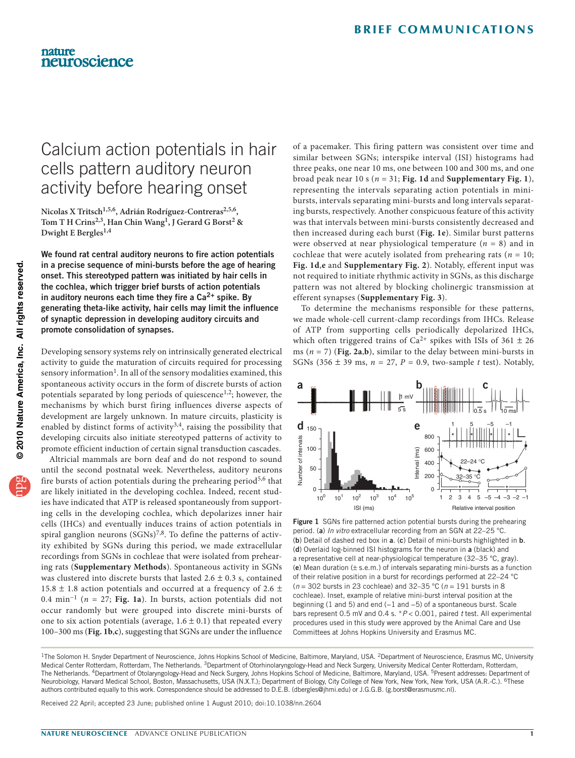# Calcium action potentials in hair cells pattern auditory neuron activity before hearing onset

**Nicolas X Tritsch[1,5,6], Adrián Rodríguez-Contreras[2,5,6], Tom T H Crins[2,3], Han Chin Wang[1], J Gerard G Borst[2] & Dwight E Bergles[1,4]**

**We found rat central auditory neurons to fire action potentials in a precise sequence of mini-bursts before the age of hearing onset. This stereotyped pattern was initiated by hair cells in the cochlea, which trigger brief bursts of action potentials in auditory neurons each time they fire a $Ca^{2+}$ spike. By generating theta-like activity, hair cells may limit the influence of synaptic depression in developing auditory circuits and promote consolidation of synapses.**

Developing sensory systems rely on intrinsically generated electrical activity to guide the maturation of circuits required for processing sensory information[1]. In all of the sensory modalities examined, this spontaneous activity occurs in the form of discrete bursts of action potentials separated by long periods of quiescence[1,2]; however, the mechanisms by which burst firing influences diverse aspects of development are largely unknown. In mature circuits, plasticity is enabled by distinct forms of activity[3,4], raising the possibility that developing circuits also initiate stereotyped patterns of activity to promote efficient induction of certain signal transduction cascades.

Altricial mammals are born deaf and do not respond to sound until the second postnatal week. Nevertheless, auditory neurons fire bursts of action potentials during the prehearing period[5,6] that are likely initiated in the developing cochlea. Indeed, recent studies have indicated that ATP is released spontaneously from supporting cells in the developing cochlea, which depolarizes inner hair cells (IHCs) and eventually induces trains of action potentials in spiral ganglion neurons (SGNs)[7,8]. To define the patterns of activity exhibited by SGNs during this period, we made extracellular recordings from SGNs in cochleae that were isolated from prehearing rats (**Supplementary Methods**). Spontaneous activity in SGNs was clustered into discrete bursts that lasted 2.6 ± 0.3 s, contained 15.8 ± 1.8 action potentials and occurred at a frequency of 2.6 ± 0.4 $min^{-1}$ ($n$ = 27; **Fig. 1a**). In bursts, action potentials did not occur randomly but were grouped into discrete mini-bursts of one to six action potentials (average, 1.6 ± 0.1) that repeated every 100–300 ms (**Fig. 1b**,**c**), suggesting that SGNs are under the influence of a pacemaker. This firing pattern was consistent over time and similar between SGNs; interspike interval (ISI) histograms had three peaks, one near 10 ms, one between 100 and 300 ms, and one broad peak near 10 s ($n$ = 31; **Fig. 1d** and **Supplementary Fig. 1**), representing the intervals separating action potentials in mini-bursts, intervals separating mini-bursts and long intervals separating bursts, respectively. Another conspicuous feature of this activity was that intervals between mini-bursts consistently decreased and then increased during each burst (**Fig. 1e**). Similar burst patterns were observed at near physiological temperature ($n$ = 8) and in cochleae that were acutely isolated from prehearing rats ($n$ = 10; **Fig. 1d**,**e** and **Supplementary Fig. 2**). Notably, efferent input was not required to initiate rhythmic activity in SGNs, as this discharge pattern was not altered by blocking cholinergic transmission at efferent synapses (**Supplementary Fig. 3**).

To determine the mechanisms responsible for these patterns, we made whole-cell current-clamp recordings from IHCs. Release of ATP from supporting cells periodically depolarized IHCs, which often triggered trains of $Ca^{2+}$ spikes with ISIs of 361 ± 26 ms ($n$ = 7) (**Fig. 2a**,**b**), similar to the delay between mini-bursts in SGNs (356 ± 39 ms, $n$ = 27, $P$ = 0.9, two-sample $t$ test). Notably,

**Figure 1** SGNs fire patterned action potential bursts during the prehearing period. (**a**) *In vitro* extracellular recording from an SGN at 22–25 °C. (**b**) Detail of dashed red box in **a**. (**c**) Detail of mini-bursts highlighted in **b**. (**d**) Overlaid log-binned ISI histograms for the neuron in **a** (black) and a representative cell at near-physiological temperature (32–35 °C, gray). (**e**) Mean duration (± s.e.m.) of intervals separating mini-bursts as a function of their relative position in a burst for recordings performed at 22–24 °C ($n$ = 302 bursts in 23 cochleae) and 32–35 °C ($n$ = 191 bursts in 8 cochleae). Inset, example of relative mini-burst interval position at the beginning (1 and 5) and end (–1 and –5) of a spontaneous burst. Scale bars represent 0.5 mV and 0.4 s. $*P < 0.001$, paired $t$ test. All experimental procedures used in this study were approved by the Animal Care and Use Committees at Johns Hopkins University and Erasmus MC.

[1]The Solomon H. Snyder Department of Neuroscience, Johns Hopkins School of Medicine, Baltimore, Maryland, USA. [2]Department of Neuroscience, Erasmus MC, University Medical Center Rotterdam, Rotterdam, The Netherlands. [3]Department of Otorhinolaryngology-Head and Neck Surgery, University Medical Center Rotterdam, Rotterdam, The Netherlands. [4]Department of Otolaryngology-Head and Neck Surgery, Johns Hopkins School of Medicine, Baltimore, Maryland, USA. [5]Present addresses: Department of Neurobiology, Harvard Medical School, Boston, Massachusetts, USA (N.X.T.); Department of Biology, City College of New York, New York, New York, USA (A.R.-C.). [6]These authors contributed equally to this work. Correspondence should be addressed to D.E.B. (dbergles@jhmi.edu) or J.G.G.B. (g.borst@erasmusmc.nl).

Received 22 April; accepted 23 June; published online 1 August 2010; doi:10.1038/nn.2604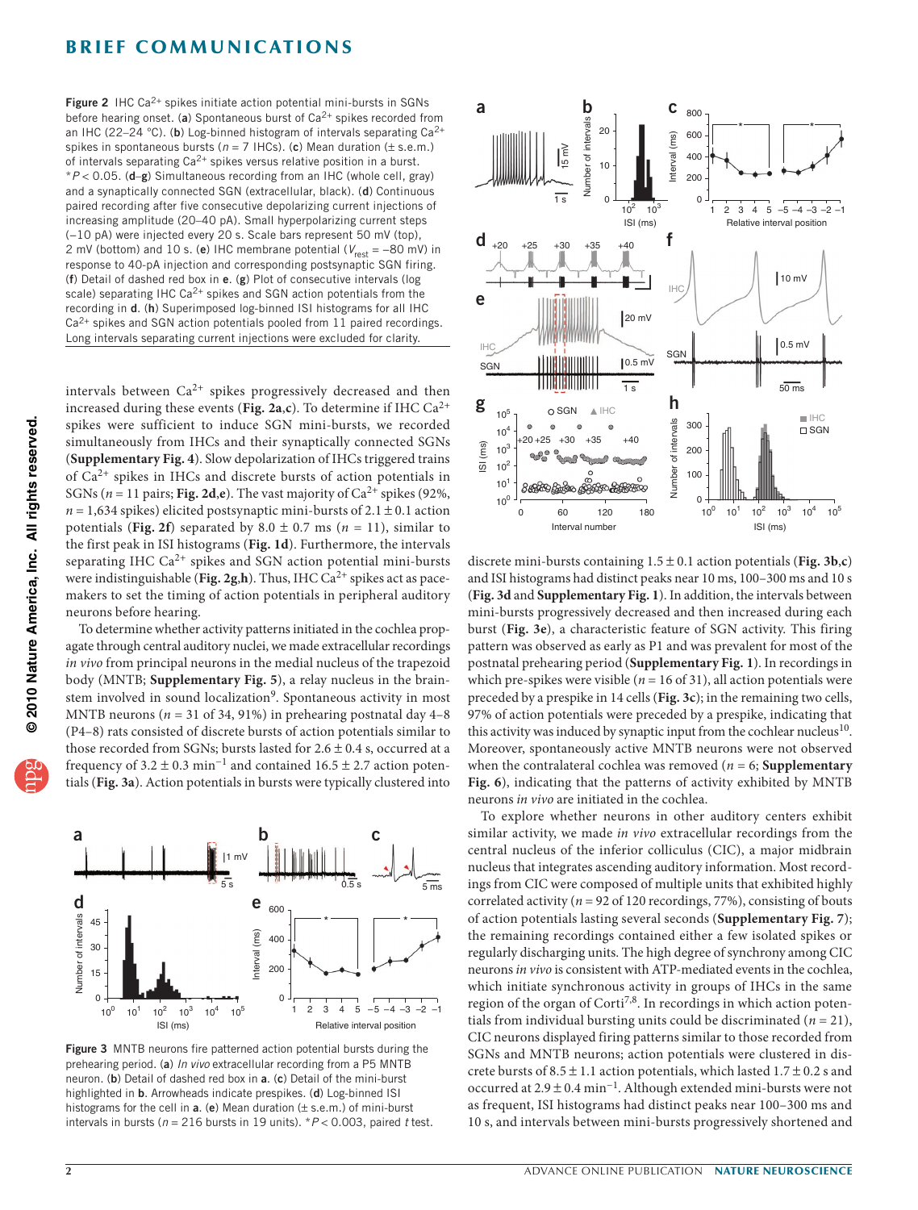**Figure 2** IHC $Ca^{2+}$ spikes initiate action potential mini-bursts in SGNs before hearing onset. (**a**) Spontaneous burst of $Ca^{2+}$ spikes recorded from an IHC (22–24 °C). (**b**) Log-binned histogram of intervals separating $Ca^{2+}$ spikes in spontaneous bursts ($n$ = 7 IHCs). (**c**) Mean duration (± s.e.m.) of intervals separating $Ca^{2+}$ spikes versus relative position in a burst. \*$P$ < 0.05. (**d**–**g**) Simultaneous recording from an IHC (whole cell, gray) and a synaptically connected SGN (extracellular, black). (**d**) Continuous paired recording after five consecutive depolarizing current injections of increasing amplitude (20–40 pA). Small hyperpolarizing current steps (−10 pA) were injected every 20 s. Scale bars represent 50 mV (top), 2 mV (bottom) and 10 s. (**e**) IHC membrane potential ($V_{rest}$ = −80 mV) in response to 40-pA injection and corresponding postsynaptic SGN firing. (**f**) Detail of dashed red box in **e**. (**g**) Plot of consecutive intervals (log scale) separating IHC $Ca^{2+}$ spikes and SGN action potentials from the recording in **d**. (**h**) Superimposed log-binned ISI histograms for all IHC $Ca^{2+}$ spikes and SGN action potentials pooled from 11 paired recordings. Long intervals separating current injections were excluded for clarity.

intervals between $Ca^{2+}$ spikes progressively decreased and then increased during these events (**Fig. 2a**,**c**). To determine if IHC $Ca^{2+}$ spikes were sufficient to induce SGN mini-bursts, we recorded simultaneously from IHCs and their synaptically connected SGNs (**Supplementary Fig. 4**). Slow depolarization of IHCs triggered trains of $Ca^{2+}$ spikes in IHCs and discrete bursts of action potentials in SGNs ($n$ = 11 pairs; **Fig. 2d**,**e**). The vast majority of $Ca^{2+}$ spikes (92%, $n$ = 1,634 spikes) elicited postsynaptic mini-bursts of 2.1 ± 0.1 action potentials (**Fig. 2f**) separated by 8.0 ± 0.7 ms ($n$ = 11), similar to the first peak in ISI histograms (**Fig. 1d**). Furthermore, the intervals separating IHC $Ca^{2+}$ spikes and SGN action potential mini-bursts were indistinguishable (**Fig. 2g**,**h**). Thus, IHC $Ca^{2+}$ spikes act as pacemakers to set the timing of action potentials in peripheral auditory neurons before hearing.

To determine whether activity patterns initiated in the cochlea propagate through central auditory nuclei, we made extracellular recordings *in vivo* from principal neurons in the medial nucleus of the trapezoid body (MNTB; **Supplementary Fig. 5**), a relay nucleus in the brainstem involved in sound localization[9]. Spontaneous activity in most MNTB neurons ($n$ = 31 of 34, 91%) in prehearing postnatal day 4–8 (P4–8) rats consisted of discrete bursts of action potentials similar to those recorded from SGNs; bursts lasted for 2.6 ± 0.4 s, occurred at a frequency of 3.2 ± 0.3 $min^{-1}$ and contained 16.5 ± 2.7 action potentials (**Fig. 3a**). Action potentials in bursts were typically clustered into discrete mini-bursts containing 1.5 ± 0.1 action potentials (**Fig. 3b**,**c**) and ISI histograms had distinct peaks near 10 ms, 100–300 ms and 10 s (**Fig. 3d** and **Supplementary Fig. 1**). In addition, the intervals between mini-bursts progressively decreased and then increased during each burst (**Fig. 3e**), a characteristic feature of SGN activity. This firing pattern was observed as early as P1 and was prevalent for most of the postnatal prehearing period (**Supplementary Fig. 1**). In recordings in which pre-spikes were visible ($n$ = 16 of 31), all action potentials were preceded by a prespike in 14 cells (**Fig. 3c**); in the remaining two cells, 97% of action potentials were preceded by a prespike, indicating that this activity was induced by synaptic input from the cochlear nucleus[10]. Moreover, spontaneously active MNTB neurons were not observed when the contralateral cochlea was removed ($n$ = 6; **Supplementary Fig. 6**), indicating that the patterns of activity exhibited by MNTB neurons *in vivo* are initiated in the cochlea.

**Figure 3** MNTB neurons fire patterned action potential bursts during the prehearing period. (**a**) *In vivo* extracellular recording from a P5 MNTB neuron. (**b**) Detail of dashed red box in **a**. (**c**) Detail of the mini-burst highlighted in **b**. Arrowheads indicate prespikes. (**d**) Log-binned ISI histograms for the cell in **a**. (**e**) Mean duration (± s.e.m.) of mini-burst intervals in bursts ($n$ = 216 bursts in 19 units). \*$P$ < 0.003, paired $t$ test.

To explore whether neurons in other auditory centers exhibit similar activity, we made *in vivo* extracellular recordings from the central nucleus of the inferior colliculus (CIC), a major midbrain nucleus that integrates ascending auditory information. Most recordings from CIC were composed of multiple units that exhibited highly correlated activity ($n$ = 92 of 120 recordings, 77%), consisting of bouts of action potentials lasting several seconds (**Supplementary Fig. 7**); the remaining recordings contained either a few isolated spikes or regularly discharging units. The high degree of synchrony among CIC neurons *in vivo* is consistent with ATP-mediated events in the cochlea, which initiate synchronous activity in groups of IHCs in the same region of the organ of Corti[7,8]. In recordings in which action potentials from individual bursting units could be discriminated ($n$ = 21), CIC neurons displayed firing patterns similar to those recorded from SGNs and MNTB neurons; action potentials were clustered in discrete bursts of 8.5 ± 1.1 action potentials, which lasted 1.7 ± 0.2 s and occurred at 2.9 ± 0.4 $min^{-1}$. Although extended mini-bursts were not as frequent, ISI histograms had distinct peaks near 100–300 ms and 10 s, and intervals between mini-bursts progressively shortened and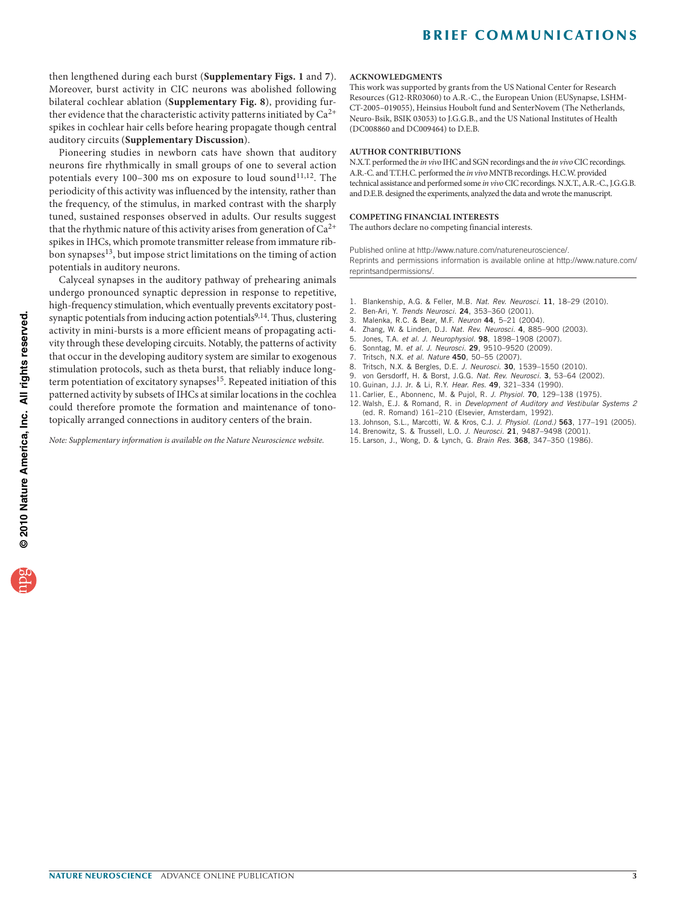then lengthened during each burst (**Supplementary Figs. 1** and **7**). Moreover, burst activity in CIC neurons was abolished following bilateral cochlear ablation (**Supplementary Fig. 8**), providing further evidence that the characteristic activity patterns initiated by $Ca^{2+}$ spikes in cochlear hair cells before hearing propagate though central auditory circuits (**Supplementary Discussion**).

Pioneering studies in newborn cats have shown that auditory neurons fire rhythmically in small groups of one to several action potentials every 100–300 ms on exposure to loud sound[11,12]. The periodicity of this activity was influenced by the intensity, rather than the frequency, of the stimulus, in marked contrast with the sharply tuned, sustained responses observed in adults. Our results suggest that the rhythmic nature of this activity arises from generation of $Ca^{2+}$ spikes in IHCs, which promote transmitter release from immature ribbon synapses[13], but impose strict limitations on the timing of action potentials in auditory neurons.

Calyceal synapses in the auditory pathway of prehearing animals undergo pronounced synaptic depression in response to repetitive, high-frequency stimulation, which eventually prevents excitatory postsynaptic potentials from inducing action potentials[9,14]. Thus, clustering activity in mini-bursts is a more efficient means of propagating activity through these developing circuits. Notably, the patterns of activity that occur in the developing auditory system are similar to exogenous stimulation protocols, such as theta burst, that reliably induce long-term potentiation of excitatory synapses[15]. Repeated initiation of this patterned activity by subsets of IHCs at similar locations in the cochlea could therefore promote the formation and maintenance of tonotopically arranged connections in auditory centers of the brain.

*Note: Supplementary information is available on the Nature Neuroscience website.*

## ACKNOWLEDGMENTS

This work was supported by grants from the US National Center for Research Resources (G12-RR03060) to A.R.-C., the European Union (EUSynapse, LSHM-CT-2005–019055), Heinsius Houbolt fund and SenterNovem (The Netherlands, Neuro-Bsik, BSIK 03053) to J.G.G.B., and the US National Institutes of Health (DC008860 and DC009464) to D.E.B.

## AUTHOR CONTRIBUTIONS

N.X.T. performed the *in vivo* IHC and SGN recordings and the *in vivo* CIC recordings. A.R.-C. and T.T.H.C. performed the *in vivo* MNTB recordings. H.C.W. provided technical assistance and performed some *in vivo* CIC recordings. N.X.T., A.R.-C., J.G.G.B. and D.E.B. designed the experiments, analyzed the data and wrote the manuscript.

## COMPETING FINANCIAL INTERESTS

The authors declare no competing financial interests.

Published online at http://www.nature.com/natureneuroscience/.
Reprints and permissions information is available online at http://www.nature.com/reprintsandpermissions/.

1. Blankenship, A.G. & Feller, M.B. *Nat. Rev. Neurosci.* **11**, 18–29 (2010).
2. Ben-Ari, Y. *Trends Neurosci.* **24**, 353–360 (2001).
3. Malenka, R.C. & Bear, M.F. *Neuron* **44**, 5–21 (2004).
4. Zhang, W. & Linden, D.J. *Nat. Rev. Neurosci.* **4**, 885–900 (2003).
5. Jones, T.A. *et al. J. Neurophysiol.* **98**, 1898–1908 (2007).
6. Sonntag, M. *et al. J. Neurosci.* **29**, 9510–9520 (2009).
7. Tritsch, N.X. *et al. Nature* **450**, 50–55 (2007).
8. Tritsch, N.X. & Bergles, D.E. *J. Neurosci.* **30**, 1539–1550 (2010).
9. von Gersdorff, H. & Borst, J.G.G. *Nat. Rev. Neurosci.* **3**, 53–64 (2002).
10. Guinan, J.J. Jr. & Li, R.Y. *Hear. Res.* **49**, 321–334 (1990).
11. Carlier, E., Abonnenc, M. & Pujol, R. *J. Physiol.* **70**, 129–138 (1975).
12. Walsh, E.J. & Romand, R. in *Development of Auditory and Vestibular Systems 2* (ed. R. Romand) 161–210 (Elsevier, Amsterdam, 1992).
13. Johnson, S.L., Marcotti, W. & Kros, C.J. *J. Physiol. (Lond.)* **563**, 177–191 (2005).
14. Brenowitz, S. & Trussell, L.O. *J. Neurosci.* **21**, 9487–9498 (2001).
15. Larson, J., Wong, D. & Lynch, G. *Brain Res.* **368**, 347–350 (1986).